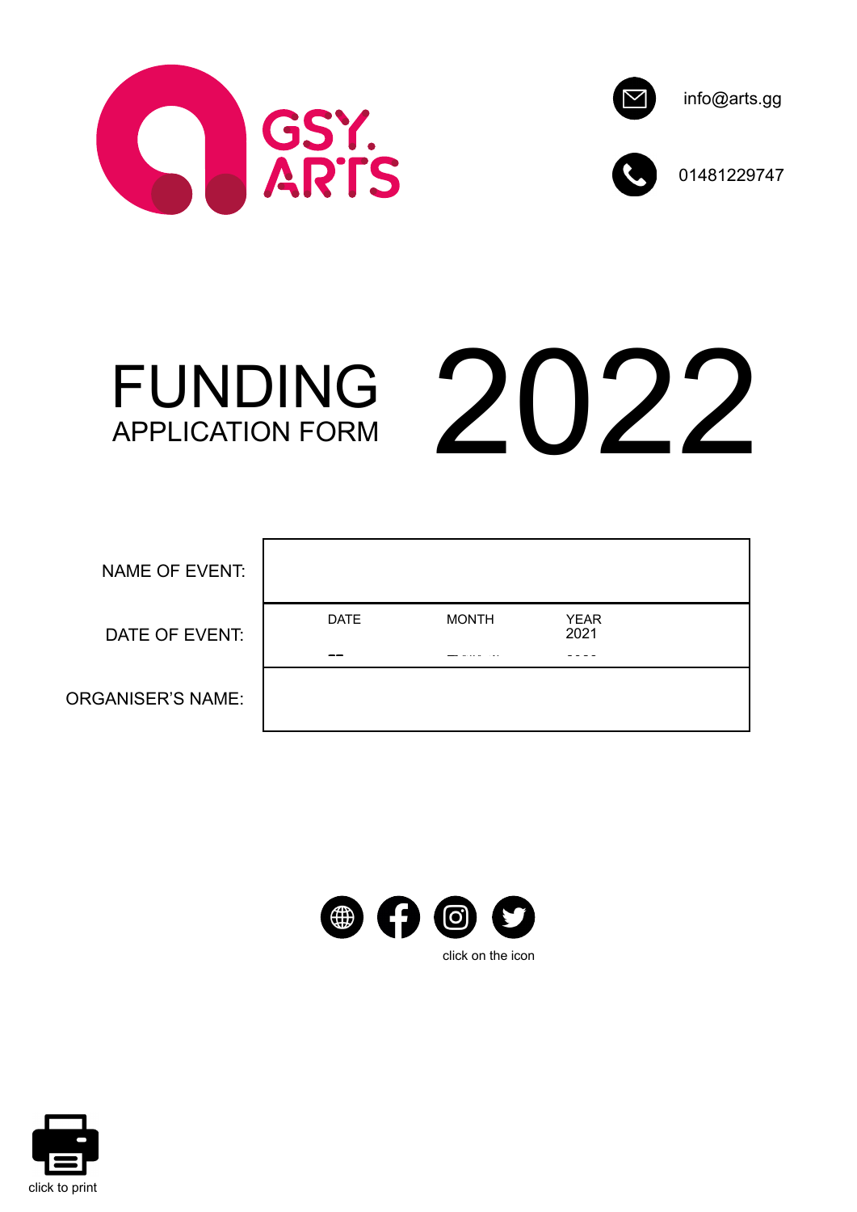GSY. ARTS

info@arts.gg

01481229747

# FUNDING 2022
## APPLICATION FORM

| | | | |
|---|---|---|---|
| NAME OF EVENT: | | | |
| DATE OF EVENT: | DATE | MONTH | YEAR 2021 |
| ORGANISER'S NAME: | | | |

click on the icon

click to print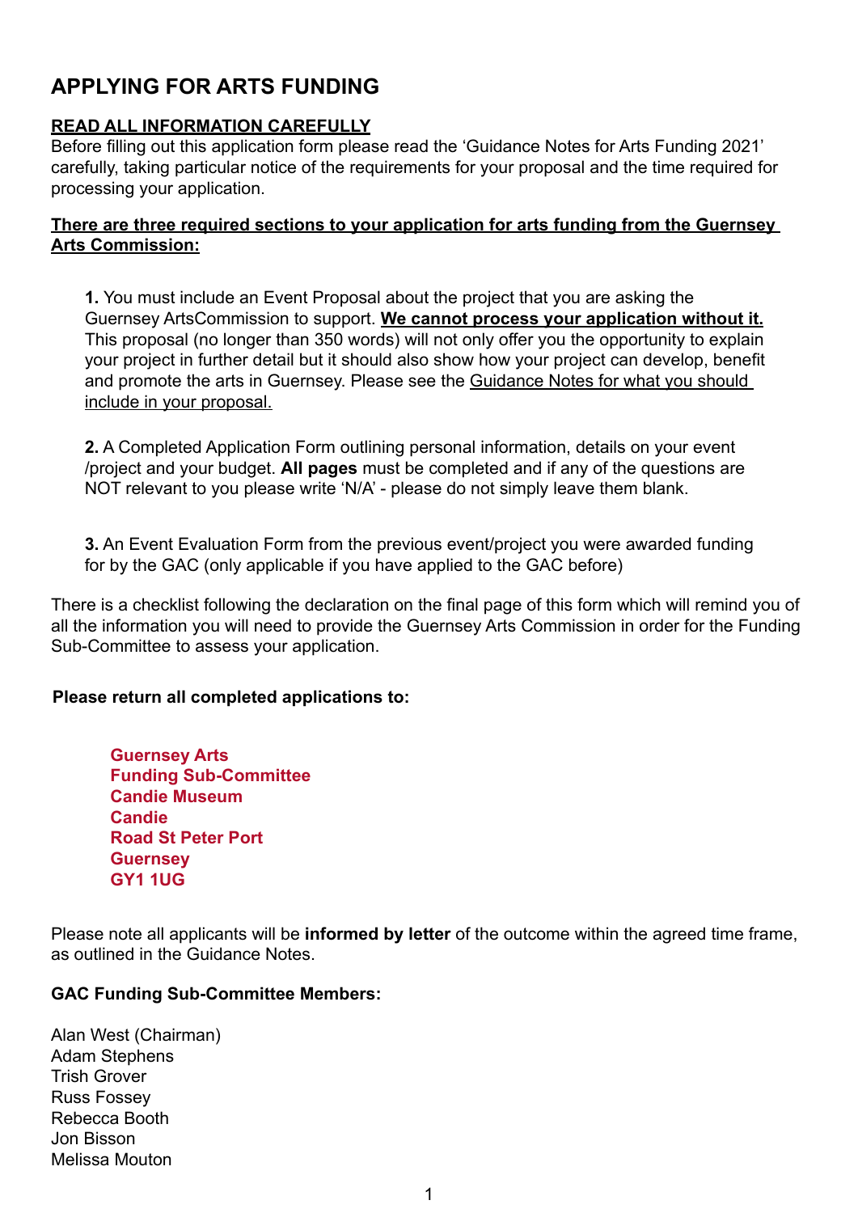# APPLYING FOR ARTS FUNDING

**READ ALL INFORMATION CAREFULLY**

Before filling out this application form please read the 'Guidance Notes for Arts Funding 2021' carefully, taking particular notice of the requirements for your proposal and the time required for processing your application.

**There are three required sections to your application for arts funding from the Guernsey Arts Commission:**

> **1.** You must include an Event Proposal about the project that you are asking the Guernsey ArtsCommission to support. **We cannot process your application without it.** This proposal (no longer than 350 words) will not only offer you the opportunity to explain your project in further detail but it should also show how your project can develop, benefit and promote the arts in Guernsey. Please see the Guidance Notes for what you should include in your proposal.
>
> **2.** A Completed Application Form outlining personal information, details on your event /project and your budget. **All pages** must be completed and if any of the questions are NOT relevant to you please write 'N/A' - please do not simply leave them blank.
>
> **3.** An Event Evaluation Form from the previous event/project you were awarded funding for by the GAC (only applicable if you have applied to the GAC before)

There is a checklist following the declaration on the final page of this form which will remind you of all the information you will need to provide the Guernsey Arts Commission in order for the Funding Sub-Committee to assess your application.

**Please return all completed applications to:**

> **Guernsey Arts**
> **Funding Sub-Committee**
> **Candie Museum**
> **Candie**
> **Road St Peter Port**
> **Guernsey**
> **GY1 1UG**

Please note all applicants will be **informed by letter** of the outcome within the agreed time frame, as outlined in the Guidance Notes.

**GAC Funding Sub-Committee Members:**

Alan West (Chairman)
Adam Stephens
Trish Grover
Russ Fossey
Rebecca Booth
Jon Bisson
Melissa Mouton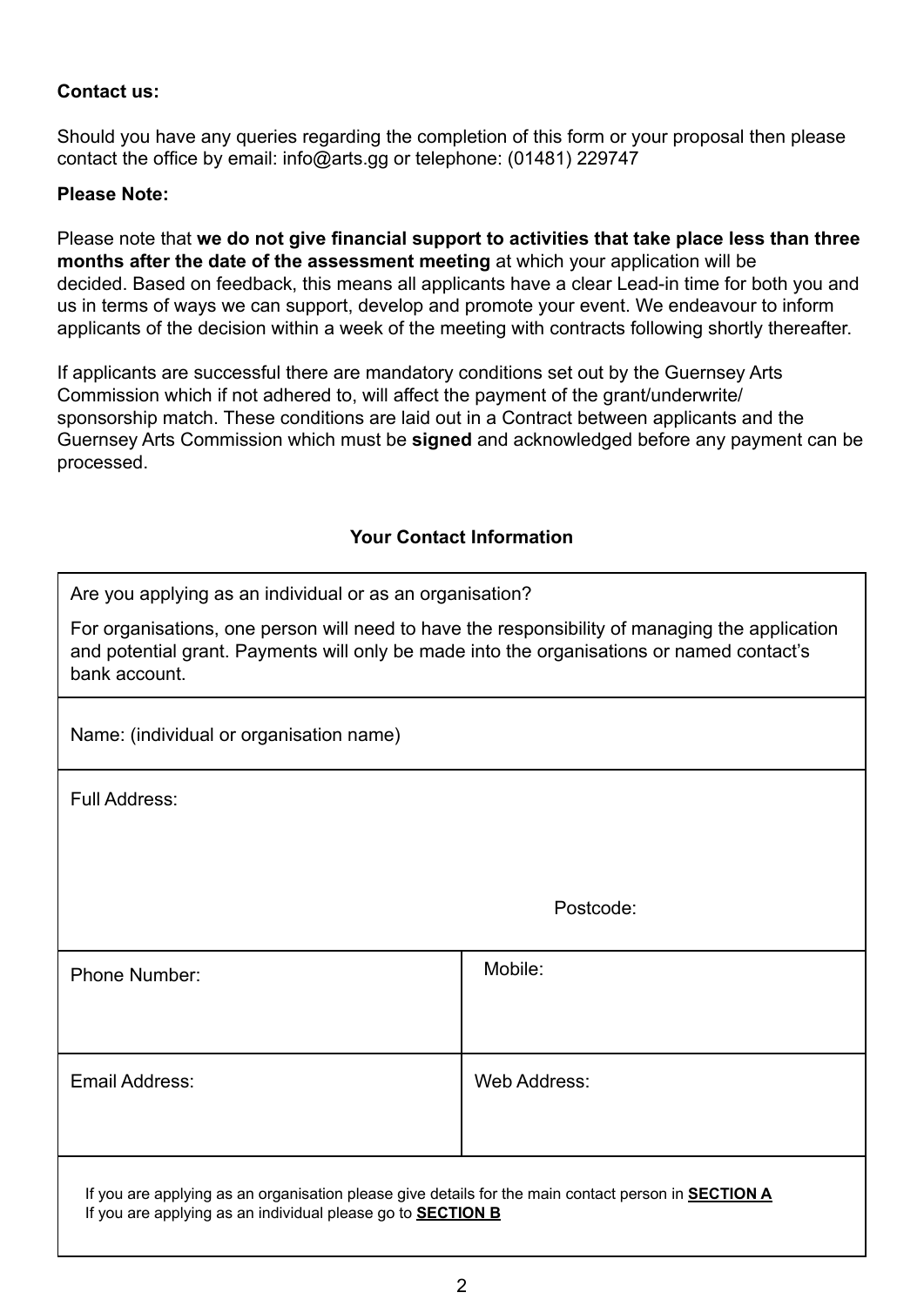**Contact us:**

Should you have any queries regarding the completion of this form or your proposal then please contact the office by email: info@arts.gg or telephone: (01481) 229747

**Please Note:**

Please note that **we do not give financial support to activities that take place less than three months after the date of the assessment meeting** at which your application will be decided. Based on feedback, this means all applicants have a clear Lead-in time for both you and us in terms of ways we can support, develop and promote your event. We endeavour to inform applicants of the decision within a week of the meeting with contracts following shortly thereafter.

If applicants are successful there are mandatory conditions set out by the Guernsey Arts Commission which if not adhered to, will affect the payment of the grant/underwrite/sponsorship match. These conditions are laid out in a Contract between applicants and the Guernsey Arts Commission which must be **signed** and acknowledged before any payment can be processed.

## Your Contact Information

| | |
|---|---|
| Are you applying as an individual or as an organisation?<br>For organisations, one person will need to have the responsibility of managing the application and potential grant. Payments will only be made into the organisations or named contact's bank account. | |
| Name: (individual or organisation name) | |
| Full Address: | Postcode: |
| Phone Number: | Mobile: |
| Email Address: | Web Address: |
| If you are applying as an organisation please give details for the main contact person in **SECTION A**<br>If you are applying as an individual please go to **SECTION B** | |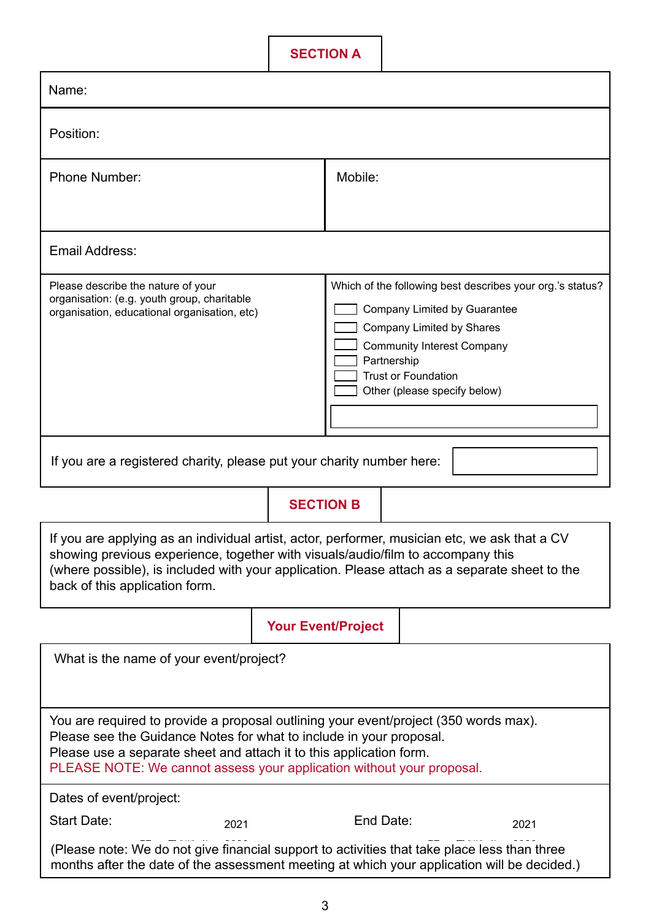## SECTION A

Name:

Position:

| Phone Number: | Mobile: |
|---|---|

Email Address:

| Please describe the nature of your organisation: (e.g. youth group, charitable organisation, educational organisation, etc) | Which of the following best describes your org.'s status? |
|---|---|
| | ☐ Company Limited by Guarantee |
| | ☐ Company Limited by Shares |
| | ☐ Community Interest Company |
| | ☐ Partnership |
| | ☐ Trust or Foundation |
| | ☐ Other (please specify below) |

If you are a registered charity, please put your charity number here:

## SECTION B

If you are applying as an individual artist, actor, performer, musician etc, we ask that a CV showing previous experience, together with visuals/audio/film to accompany this (where possible), is included with your application. Please attach as a separate sheet to the back of this application form.

## Your Event/Project

What is the name of your event/project?

You are required to provide a proposal outlining your event/project (350 words max).
Please see the Guidance Notes for what to include in your proposal.
Please use a separate sheet and attach it to this application form.
PLEASE NOTE: We cannot assess your application without your proposal.

Dates of event/project:

Start Date: 2021 End Date: 2021

(Please note: We do not give financial support to activities that take place less than three months after the date of the assessment meeting at which your application will be decided.)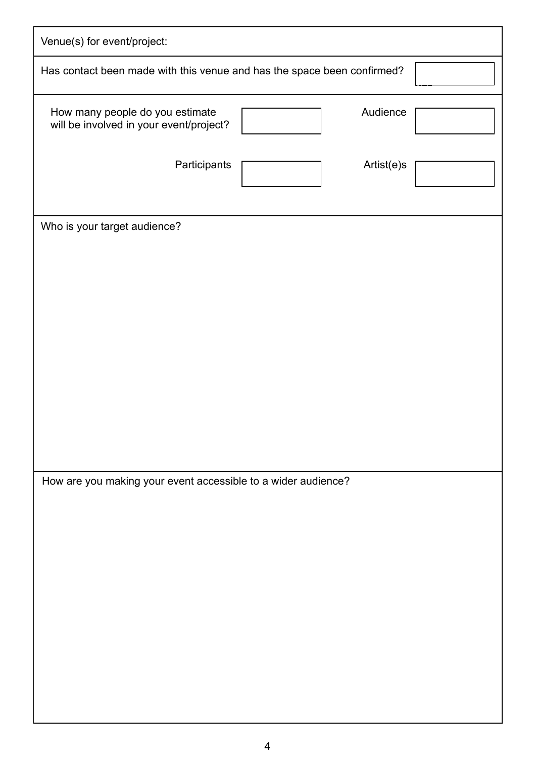Venue(s) for event/project:

Has contact been made with this venue and has the space been confirmed?

| How many people do you estimate will be involved in your event/project? | | Audience | |
|---|---|---|---|
| Participants | | Artist(e)s | |

Who is your target audience?

How are you making your event accessible to a wider audience?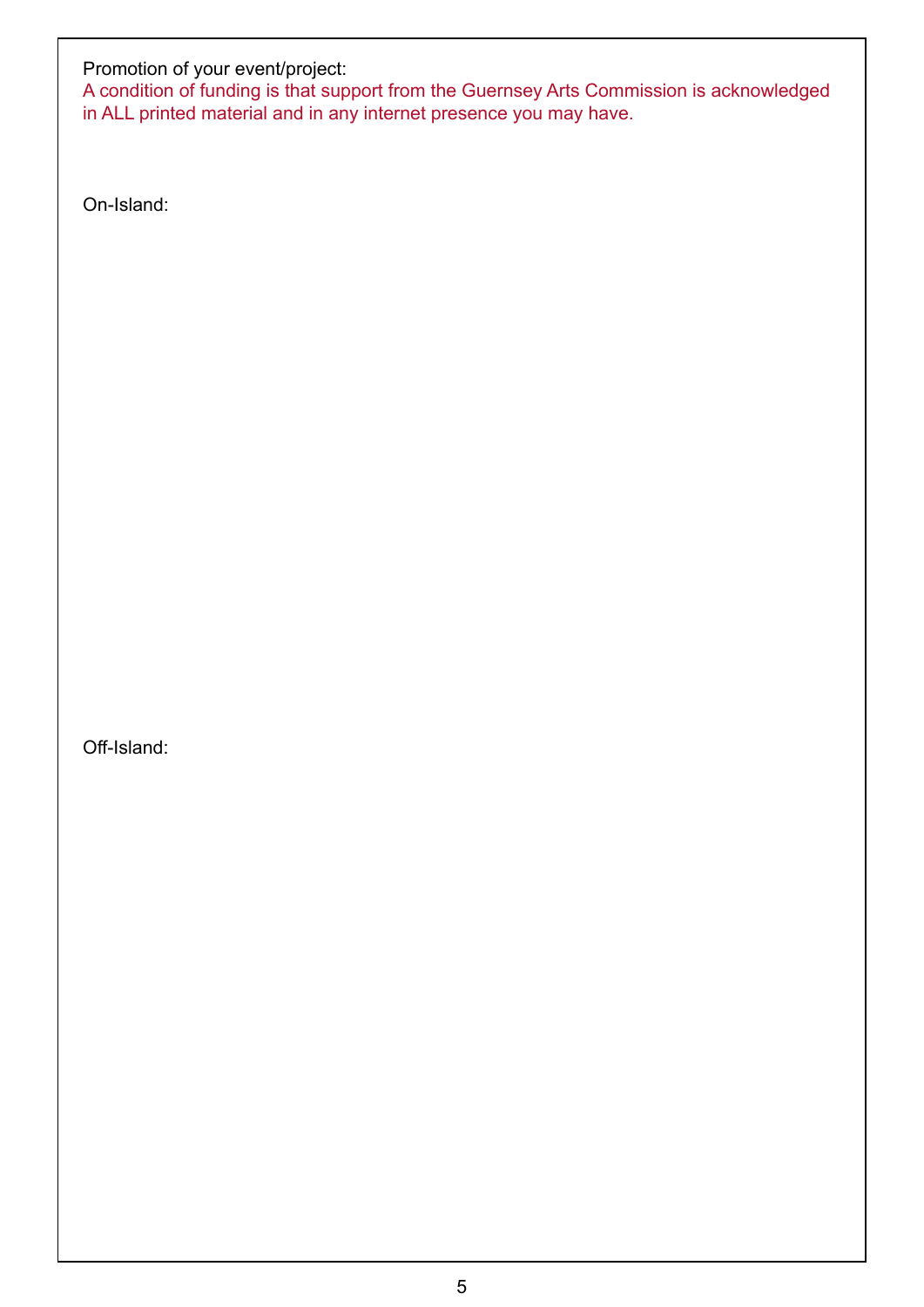Promotion of your event/project:

A condition of funding is that support from the Guernsey Arts Commission is acknowledged in ALL printed material and in any internet presence you may have.

On-Island:

Off-Island: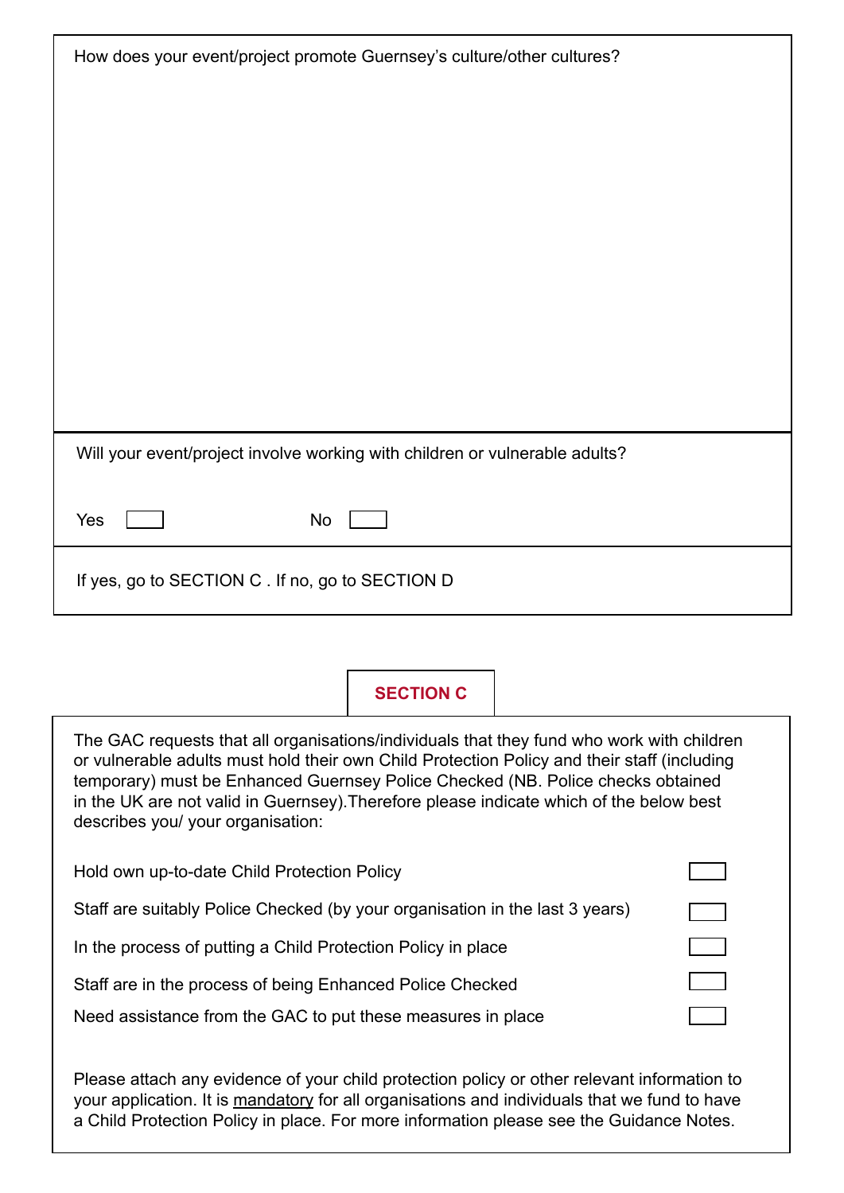How does your event/project promote Guernsey's culture/other cultures?

Will your event/project involve working with children or vulnerable adults?

Yes ☐ No ☐

If yes, go to SECTION C . If no, go to SECTION D

## SECTION C

The GAC requests that all organisations/individuals that they fund who work with children or vulnerable adults must hold their own Child Protection Policy and their staff (including temporary) must be Enhanced Guernsey Police Checked (NB. Police checks obtained in the UK are not valid in Guernsey).Therefore please indicate which of the below best describes you/ your organisation:

Hold own up-to-date Child Protection Policy ☐

Staff are suitably Police Checked (by your organisation in the last 3 years) ☐

In the process of putting a Child Protection Policy in place ☐

Staff are in the process of being Enhanced Police Checked ☐

Need assistance from the GAC to put these measures in place ☐

Please attach any evidence of your child protection policy or other relevant information to your application. It is mandatory for all organisations and individuals that we fund to have a Child Protection Policy in place. For more information please see the Guidance Notes.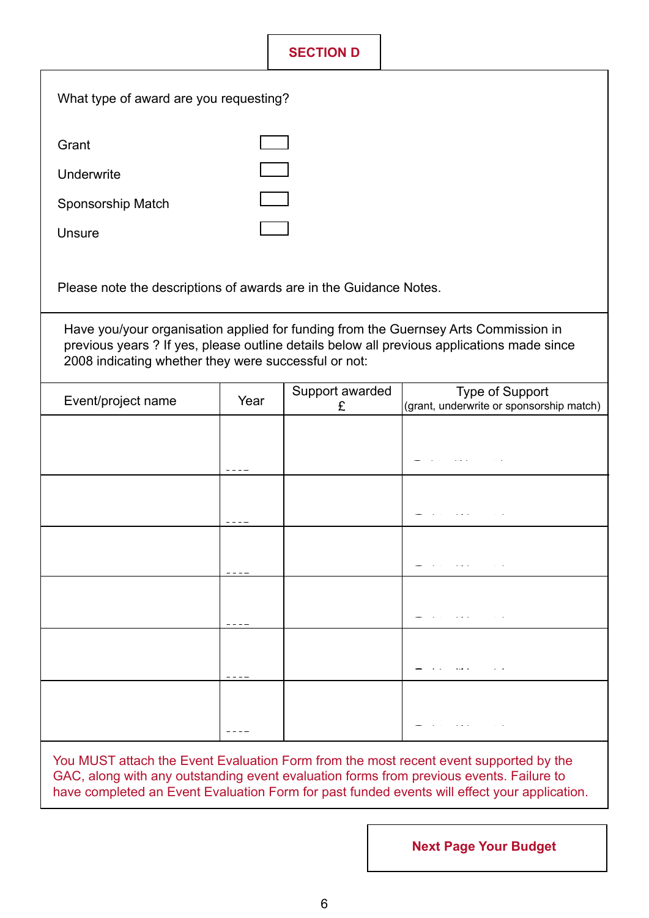## SECTION D

What type of award are you requesting?

Grant ☐

Underwrite ☐

Sponsorship Match ☐

Unsure ☐

Please note the descriptions of awards are in the Guidance Notes.

Have you/your organisation applied for funding from the Guernsey Arts Commission in previous years ? If yes, please outline details below all previous applications made since 2008 indicating whether they were successful or not:

| Event/project name | Year | Support awarded £ | Type of Support (grant, underwrite or sponsorship match) |
|---|---|---|---|
| | | | |
| | | | |
| | | | |
| | | | |
| | | | |
| | | | |

You MUST attach the Event Evaluation Form from the most recent event supported by the GAC, along with any outstanding event evaluation forms from previous events. Failure to have completed an Event Evaluation Form for past funded events will effect your application.

**Next Page Your Budget**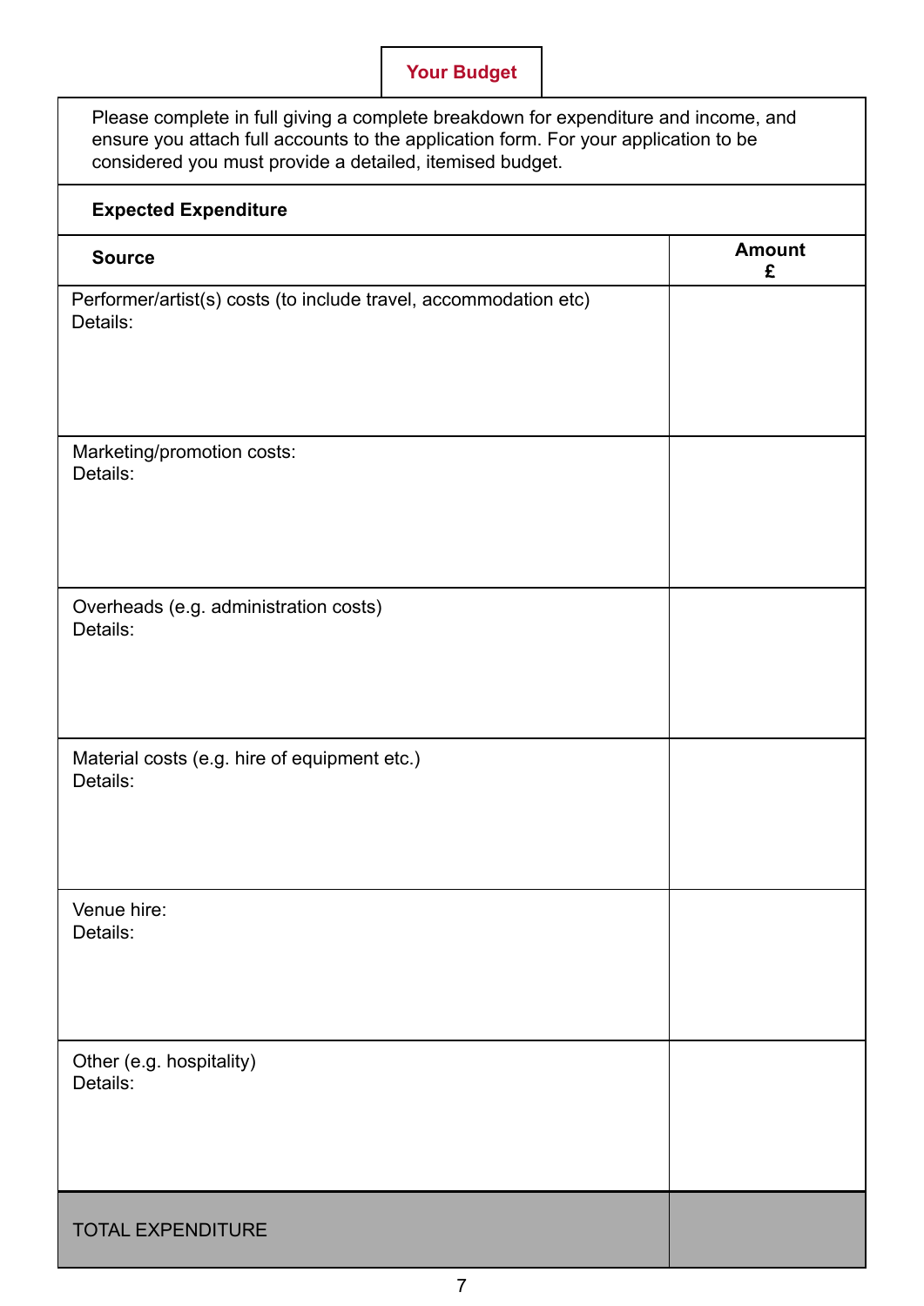## Your Budget

Please complete in full giving a complete breakdown for expenditure and income, and ensure you attach full accounts to the application form. For your application to be considered you must provide a detailed, itemised budget.

**Expected Expenditure**

| **Source** | **Amount £** |
|---|---|
| Performer/artist(s) costs (to include travel, accommodation etc)<br>Details: | |
| Marketing/promotion costs:<br>Details: | |
| Overheads (e.g. administration costs)<br>Details: | |
| Material costs (e.g. hire of equipment etc.)<br>Details: | |
| Venue hire:<br>Details: | |
| Other (e.g. hospitality)<br>Details: | |
| TOTAL EXPENDITURE | |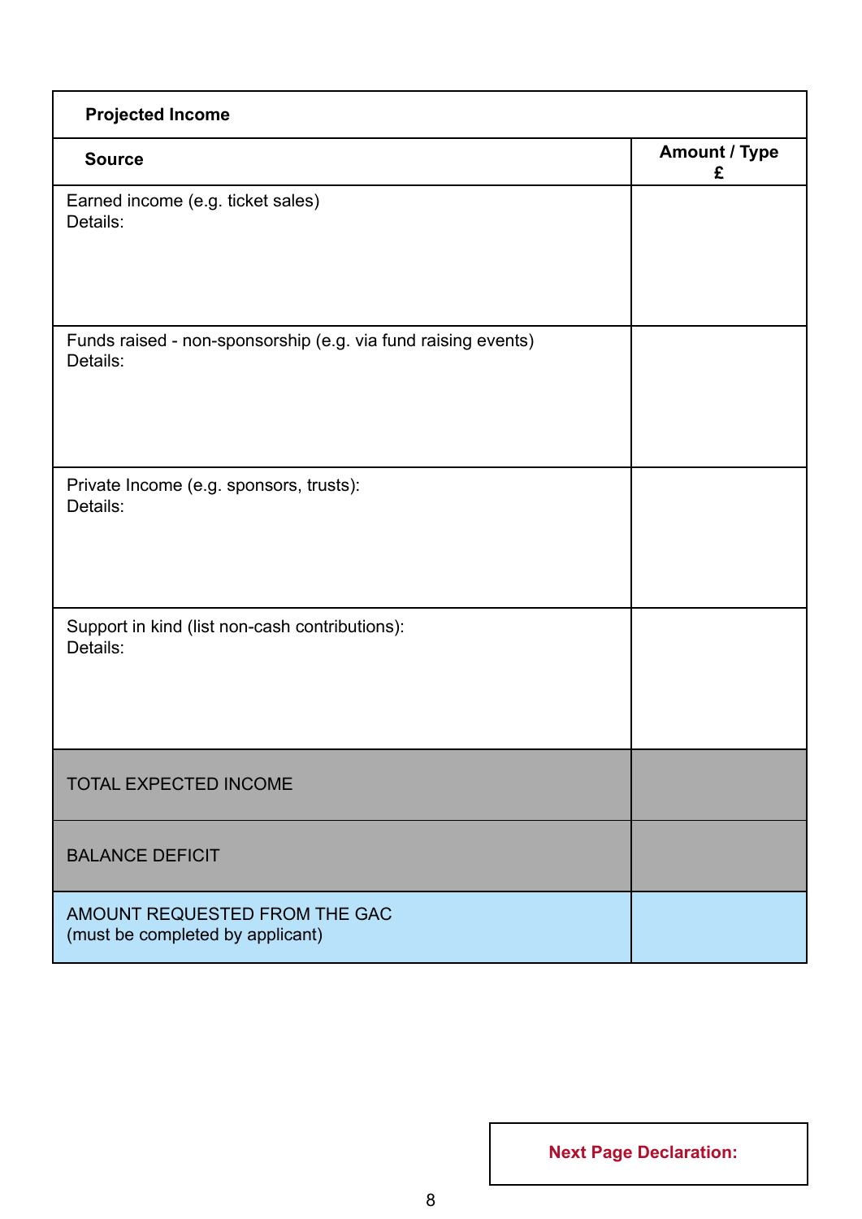| **Projected Income** | |
|---|---|
| **Source** | **Amount / Type £** |
| Earned income (e.g. ticket sales)<br>Details: | |
| Funds raised - non-sponsorship (e.g. via fund raising events)<br>Details: | |
| Private Income (e.g. sponsors, trusts):<br>Details: | |
| Support in kind (list non-cash contributions):<br>Details: | |
| TOTAL EXPECTED INCOME | |
| BALANCE DEFICIT | |
| AMOUNT REQUESTED FROM THE GAC<br>(must be completed by applicant) | |

**Next Page Declaration:**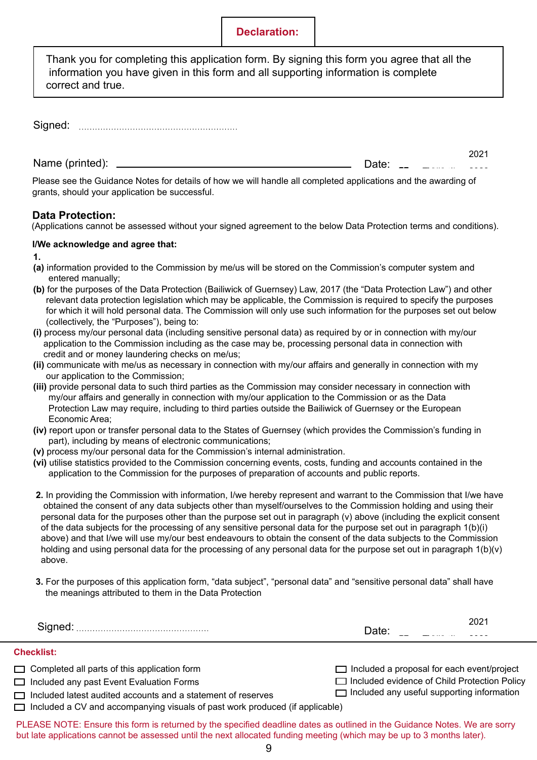## Declaration:

Thank you for completing this application form. By signing this form you agree that all the information you given in this form and all supporting information is complete correct and true.

Signed: ..........................................................

Name (printed): ______________________________ Date: __ ____ 2021

Please see the Guidance Notes for details of how we will handle all completed applications and the awarding of grants, should your application be successful.

### Data Protection:

(Applications cannot be assessed without your signed agreement to the below Data Protection terms and conditions).

**I/We acknowledge and agree that:**

**1.**

**(a)** information provided to the Commission by me/us will be stored on the Commission's computer system and entered manually;

**(b)** for the purposes of the Data Protection (Bailiwick of Guernsey) Law, 2017 (the "Data Protection Law") and other relevant data protection legislation which may be applicable, the Commission is required to specify the purposes for which it will hold personal data. The Commission will only use such information for the purposes set out below (collectively, the "Purposes"), being to:

**(i)** process my/our personal data (including sensitive personal data) as required by or in connection with my/our application to the Commission including as the case may be, processing personal data in connection with credit and or money laundering checks on me/us;

**(ii)** communicate with me/us as necessary in connection with my/our affairs and generally in connection with my our application to the Commission;

**(iii)** provide personal data to such third parties as the Commission may consider necessary in connection with my/our affairs and generally in connection with my/our application to the Commission or as the Data Protection Law may require, including to third parties outside the Bailiwick of Guernsey or the European Economic Area;

**(iv)** report upon or transfer personal data to the States of Guernsey (which provides the Commission's funding in part), including by means of electronic communications;

**(v)** process my/our personal data for the Commission's internal administration.

**(vi)** utilise statistics provided to the Commission concerning events, costs, funding and accounts contained in the application to the Commission for the purposes of preparation of accounts and public reports.

**2.** In providing the Commission with information, I/we hereby represent and warrant to the Commission that I/we have obtained the consent of any data subjects other than myself/ourselves to the Commission holding and using their personal data for the purposes other than the purpose set out in paragraph (v) above (including the explicit consent of the data subjects for the processing of any sensitive personal data for the purpose set out in paragraph 1(b)(i) above) and that I/we will use my/our best endeavours to obtain the consent of the data subjects to the Commission holding and using personal data for the processing of any personal data for the purpose set out in paragraph 1(b)(v) above.

**3.** For the purposes of this application form, "data subject", "personal data" and "sensitive personal data" shall have the meanings attributed to them in the Data Protection

Signed: ................................................ Date: __ ____ 2021

### Checklist:

- ☐ Completed all parts of this application form
- ☐ Included any past Event Evaluation Forms
- ☐ Included latest audited accounts and a statement of reserves
- ☐ Included a CV and accompanying visuals of past work produced (if applicable)
- ☐ Included a proposal for each event/project
- ☐ Included evidence of Child Protection Policy
- ☐ Included any useful supporting information

PLEASE NOTE: Ensure this form is returned by the specified deadline dates as outlined in the Guidance Notes. We are sorry but late applications cannot be assessed until the next allocated funding meeting (which may be up to 3 months later).